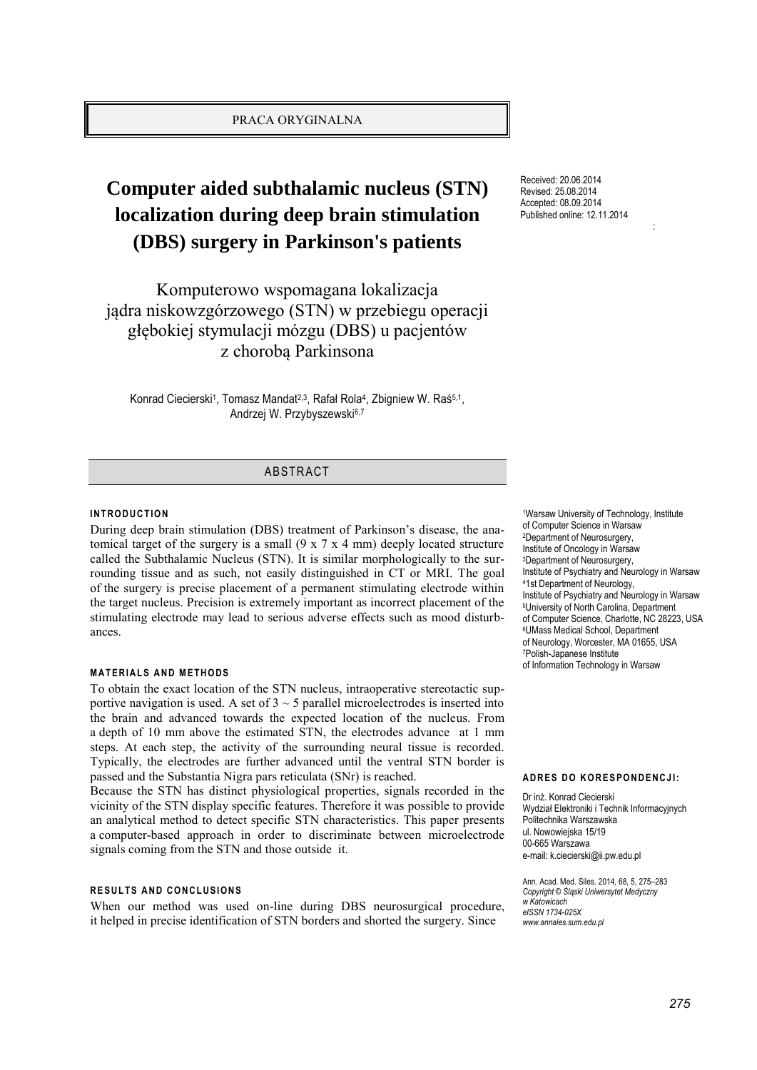PRACA ORYGINALNA

# Computer aided subthalamic nucleus (STN) localization during deep brain stimulation (DBS) surgery in Parkinson's patients

Komputerowo wspomagana lokalizacja jądra niskowzgórzowego (STN) w przebiegu operacji głębokiej stymulacji mózgu (DBS) u pacjentów z chorobą Parkinsona

Konrad Ciecierski[1], Tomasz Mandat[2,3], Rafał Rola[4], Zbigniew W. Raś[5,1], Andrzej W. Przybyszewski[6,7]

Received: 20.06.2014
Revised: 25.08.2014
Accepted: 08.09.2014
Published online: 12.11.2014

[1]Warsaw University of Technology, Institute of Computer Science in Warsaw
[2]Department of Neurosurgery, Institute of Oncology in Warsaw
[3]Department of Neurosurgery, Institute of Psychiatry and Neurology in Warsaw
[4]1st Department of Neurology, Institute of Psychiatry and Neurology in Warsaw
[5]University of North Carolina, Department of Computer Science, Charlotte, NC 28223, USA
[6]UMass Medical School, Department of Neurology, Worcester, MA 01655, USA
[7]Polish-Japanese Institute of Information Technology in Warsaw

**ADRES DO KORESPONDENCJI:**

Dr inż. Konrad Ciecierski
Wydział Elektroniki i Technik Informacyjnych
Politechnika Warszawska
ul. Nowowiejska 15/19
00-665 Warszawa
e-mail: k.ciecierski@ii.pw.edu.pl

Ann. Acad. Med. Siles. 2014, 68, 5, 275–283
*Copyright © Śląski Uniwersytet Medyczny w Katowicach*
*eISSN 1734-025X*
*www.annales.sum.edu.pl*

## ABSTRACT

### INTRODUCTION

During deep brain stimulation (DBS) treatment of Parkinson's disease, the anatomical target of the surgery is a small (9 x 7 x 4 mm) deeply located structure called the Subthalamic Nucleus (STN). It is similar morphologically to the surrounding tissue and as such, not easily distinguished in CT or MRI. The goal of the surgery is precise placement of a permanent stimulating electrode within the target nucleus. Precision is extremely important as incorrect placement of the stimulating electrode may lead to serious adverse effects such as mood disturbances.

### MATERIALS AND METHODS

To obtain the exact location of the STN nucleus, intraoperative stereotactic supportive navigation is used. A set of 3 ~ 5 parallel microelectrodes is inserted into the brain and advanced towards the expected location of the nucleus. From a depth of 10 mm above the estimated STN, the electrodes advance at 1 mm steps. At each step, the activity of the surrounding neural tissue is recorded. Typically, the electrodes are further advanced until the ventral STN border is passed and the Substantia Nigra pars reticulata (SNr) is reached.

Because the STN has distinct physiological properties, signals recorded in the vicinity of the STN display specific features. Therefore it was possible to provide an analytical method to detect specific STN characteristics. This paper presents a computer-based approach in order to discriminate between microelectrode signals coming from the STN and those outside it.

### RESULTS AND CONCLUSIONS

When our method was used on-line during DBS neurosurgical procedure, it helped in precise identification of STN borders and shorted the surgery. Since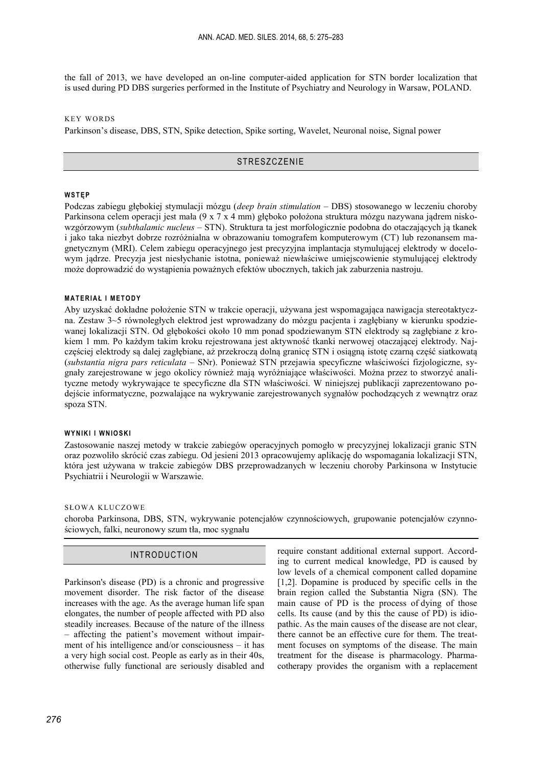the fall of 2013, we have developed an on-line computer-aided application for STN border localization that is used during PD DBS surgeries performed in the Institute of Psychiatry and Neurology in Warsaw, POLAND.

KEY WORDS

Parkinson's disease, DBS, STN, Spike detection, Spike sorting, Wavelet, Neuronal noise, Signal power

## STRESZCZENIE

### WSTĘP

Podczas zabiegu głębokiej stymulacji mózgu (*deep brain stimulation* – DBS) stosowanego w leczeniu choroby Parkinsona celem operacji jest mała (9 x 7 x 4 mm) głęboko położona struktura mózgu nazywana jądrem niskowzgórzowym (*subthalamic nucleus* – STN). Struktura ta jest morfologicznie podobna do otaczających ją tkanek i jako taka niezbyt dobrze rozróżnialna w obrazowaniu tomografem komputerowym (CT) lub rezonansem magnetycznym (MRI). Celem zabiegu operacyjnego jest precyzyjna implantacja stymulującej elektrody w docelowym jądrze. Precyzja jest niesłychanie istotna, ponieważ niewłaściwe umiejscowienie stymulującej elektrody może doprowadzić do wystąpienia poważnych efektów ubocznych, takich jak zaburzenia nastroju.

### MATERIAŁ I METODY

Aby uzyskać dokładne położenie STN w trakcie operacji, używana jest wspomagająca nawigacja stereotaktyczna. Zestaw 3~5 równoległych elektrod jest wprowadzany do mózgu pacjenta i zagłębiany w kierunku spodziewanej lokalizacji STN. Od głębokości około 10 mm ponad spodziewanym STN elektrody są zagłębiane z krokiem 1 mm. Po każdym takim kroku rejestrowana jest aktywność tkanki nerwowej otaczającej elektrody. Najczęściej elektrody są dalej zagłębiane, aż przekroczą dolną granicę STN i osiągną istotę czarną część siatkowatą (*substantia nigra pars reticulata* – SNr). Ponieważ STN przejawia specyficzne właściwości fizjologiczne, sygnały zarejestrowane w jego okolicy również mają wyróżniające właściwości. Można przez to stworzyć analityczne metody wykrywające te specyficzne dla STN właściwości. W niniejszej publikacji zaprezentowano podejście informatyczne, pozwalające na wykrywanie zarejestrowanych sygnałów pochodzących z wewnątrz oraz spoza STN.

### WYNIKI I WNIOSKI

Zastosowanie naszej metody w trakcie zabiegów operacyjnych pomogło w precyzyjnej lokalizacji granic STN oraz pozwoliło skrócić czas zabiegu. Od jesieni 2013 opracowujemy aplikację do wspomagania lokalizacji STN, która jest używana w trakcie zabiegów DBS przeprowadzanych w leczeniu choroby Parkinsona w Instytucie Psychiatrii i Neurologii w Warszawie.

SŁOWA KLUCZOWE

choroba Parkinsona, DBS, STN, wykrywanie potencjałów czynnościowych, grupowanie potencjałów czynnościowych, falki, neuronowy szum tła, moc sygnału

## INTRODUCTION

Parkinson's disease (PD) is a chronic and progressive movement disorder. The risk factor of the disease increases with the age. As the average human life span elongates, the number of people affected with PD also steadily increases. Because of the nature of the illness – affecting the patient's movement without impairment of his intelligence and/or consciousness – it has a very high social cost. People as early as in their 40s, otherwise fully functional are seriously disabled and require constant additional external support. According to current medical knowledge, PD is caused by low levels of a chemical component called dopamine [1,2]. Dopamine is produced by specific cells in the brain region called the Substantia Nigra (SN). The main cause of PD is the process of dying of those cells. Its cause (and by this the cause of PD) is idiopathic. As the main causes of the disease are not clear, there cannot be an effective cure for them. The treatment focuses on symptoms of the disease. The main treatment for the disease is pharmacology. Pharmacotherapy provides the organism with a replacement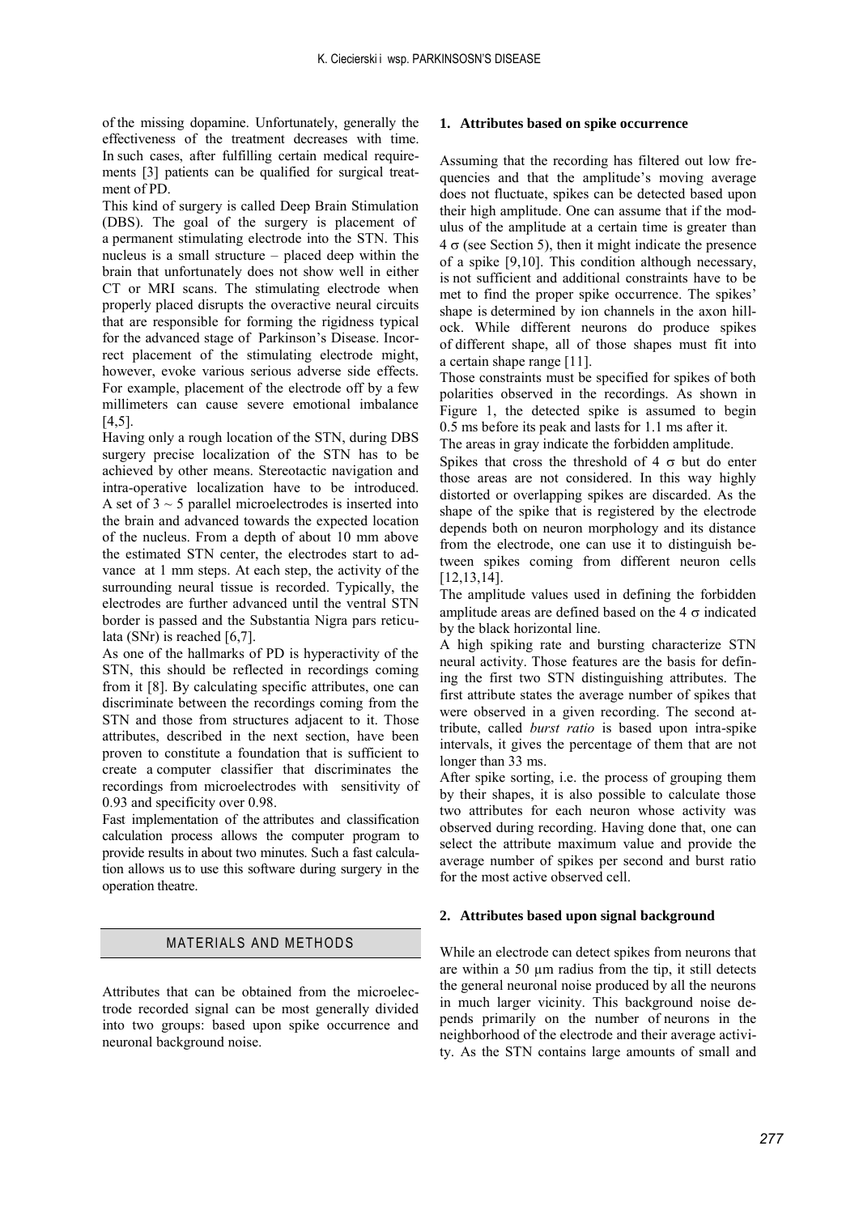of the missing dopamine. Unfortunately, generally the effectiveness of the treatment decreases with time. In such cases, after fulfilling certain medical requirements [3] patients can be qualified for surgical treatment of PD.

This kind of surgery is called Deep Brain Stimulation (DBS). The goal of the surgery is placement of a permanent stimulating electrode into the STN. This nucleus is a small structure – placed deep within the brain that unfortunately does not show well in either CT or MRI scans. The stimulating electrode when properly placed disrupts the overactive neural circuits that are responsible for forming the rigidness typical for the advanced stage of Parkinson's Disease. Incorrect placement of the stimulating electrode might, however, evoke various serious adverse side effects. For example, placement of the electrode off by a few millimeters can cause severe emotional imbalance [4,5].

Having only a rough location of the STN, during DBS surgery precise localization of the STN has to be achieved by other means. Stereotactic navigation and intra-operative localization have to be introduced. A set of $3 \sim 5$ parallel microelectrodes is inserted into the brain and advanced towards the expected location of the nucleus. From a depth of about 10 mm above the estimated STN center, the electrodes start to advance at 1 mm steps. At each step, the activity of the surrounding neural tissue is recorded. Typically, the electrodes are further advanced until the ventral STN border is passed and the Substantia Nigra pars reticulata (SNr) is reached [6,7].

As one of the hallmarks of PD is hyperactivity of the STN, this should be reflected in recordings coming from it [8]. By calculating specific attributes, one can discriminate between the recordings coming from the STN and those from structures adjacent to it. Those attributes, described in the next section, have been proven to constitute a foundation that is sufficient to create a computer classifier that discriminates the recordings from microelectrodes with sensitivity of 0.93 and specificity over 0.98.

Fast implementation of the attributes and classification calculation process allows the computer program to provide results in about two minutes. Such a fast calculation allows us to use this software during surgery in the operation theatre.

## MATERIALS AND METHODS

Attributes that can be obtained from the microelectrode recorded signal can be most generally divided into two groups: based upon spike occurrence and neuronal background noise.

### 1. Attributes based on spike occurrence

Assuming that the recording has filtered out low frequencies and that the amplitude's moving average does not fluctuate, spikes can be detected based upon their high amplitude. One can assume that if the modulus of the amplitude at a certain time is greater than $4\ \sigma$ (see Section 5), then it might indicate the presence of a spike [9,10]. This condition although necessary, is not sufficient and additional constraints have to be met to find the proper spike occurrence. The spikes' shape is determined by ion channels in the axon hillock. While different neurons do produce spikes of different shape, all of those shapes must fit into a certain shape range [11].

Those constraints must be specified for spikes of both polarities observed in the recordings. As shown in Figure 1, the detected spike is assumed to begin 0.5 ms before its peak and lasts for 1.1 ms after it.

The areas in gray indicate the forbidden amplitude.

Spikes that cross the threshold of $4\ \sigma$ but do enter those areas are not considered. In this way highly distorted or overlapping spikes are discarded. As the shape of the spike that is registered by the electrode depends both on neuron morphology and its distance from the electrode, one can use it to distinguish between spikes coming from different neuron cells [12,13,14].

The amplitude values used in defining the forbidden amplitude areas are defined based on the $4\ \sigma$ indicated by the black horizontal line.

A high spiking rate and bursting characterize STN neural activity. Those features are the basis for defining the first two STN distinguishing attributes. The first attribute states the average number of spikes that were observed in a given recording. The second attribute, called *burst ratio* is based upon intra-spike intervals, it gives the percentage of them that are not longer than 33 ms.

After spike sorting, i.e. the process of grouping them by their shapes, it is also possible to calculate those two attributes for each neuron whose activity was observed during recording. Having done that, one can select the attribute maximum value and provide the average number of spikes per second and burst ratio for the most active observed cell.

### 2. Attributes based upon signal background

While an electrode can detect spikes from neurons that are within a 50 µm radius from the tip, it still detects the general neuronal noise produced by all the neurons in much larger vicinity. This background noise depends primarily on the number of neurons in the neighborhood of the electrode and their average activity. As the STN contains large amounts of small and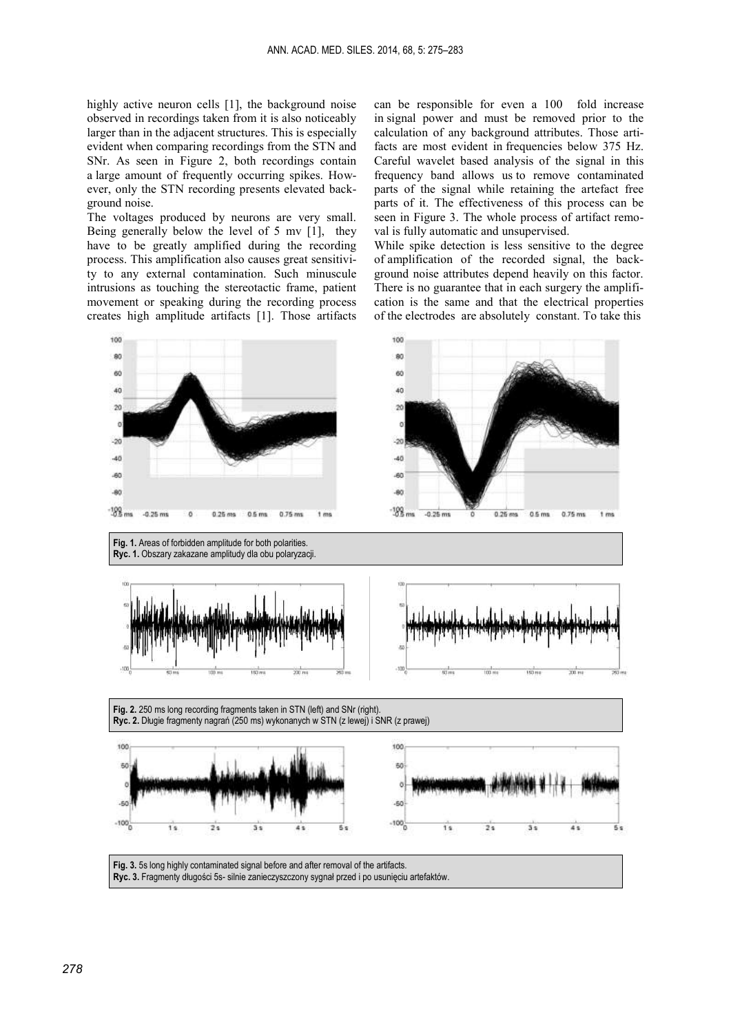highly active neuron cells [1], the background noise observed in recordings taken from it is also noticeably larger than in the adjacent structures. This is especially evident when comparing recordings from the STN and SNr. As seen in Figure 2, both recordings contain a large amount of frequently occurring spikes. However, only the STN recording presents elevated background noise.

The voltages produced by neurons are very small. Being generally below the level of 5 mv [1], they have to be greatly amplified during the recording process. This amplification also causes great sensitivity to any external contamination. Such minuscule intrusions as touching the stereotactic frame, patient movement or speaking during the recording process creates high amplitude artifacts [1]. Those artifacts can be responsible for even a 100 fold increase in signal power and must be removed prior to the calculation of any background attributes. Those artifacts are most evident in frequencies below 375 Hz. Careful wavelet based analysis of the signal in this frequency band allows us to remove contaminated parts of the signal while retaining the artefact free parts of it. The effectiveness of this process can be seen in Figure 3. The whole process of artifact removal is fully automatic and unsupervised.

While spike detection is less sensitive to the degree of amplification of the recorded signal, the background noise attributes depend heavily on this factor. There is no guarantee that in each surgery the amplification is the same and that the electrical properties of the electrodes are absolutely constant. To take this

**Fig. 1.** Areas of forbidden amplitude for both polarities.
**Ryc. 1.** Obszary zakazane amplitudy dla obu polaryzacji.

**Fig. 2.** 250 ms long recording fragments taken in STN (left) and SNr (right).
**Ryc. 2.** Długie fragmenty nagrań (250 ms) wykonanych w STN (z lewej) i SNR (z prawej)

**Fig. 3.** 5s long highly contaminated signal before and after removal of the artifacts.
**Ryc. 3.** Fragmenty długości 5s- silnie zanieczyszczony sygnał przed i po usunięciu artefaktów.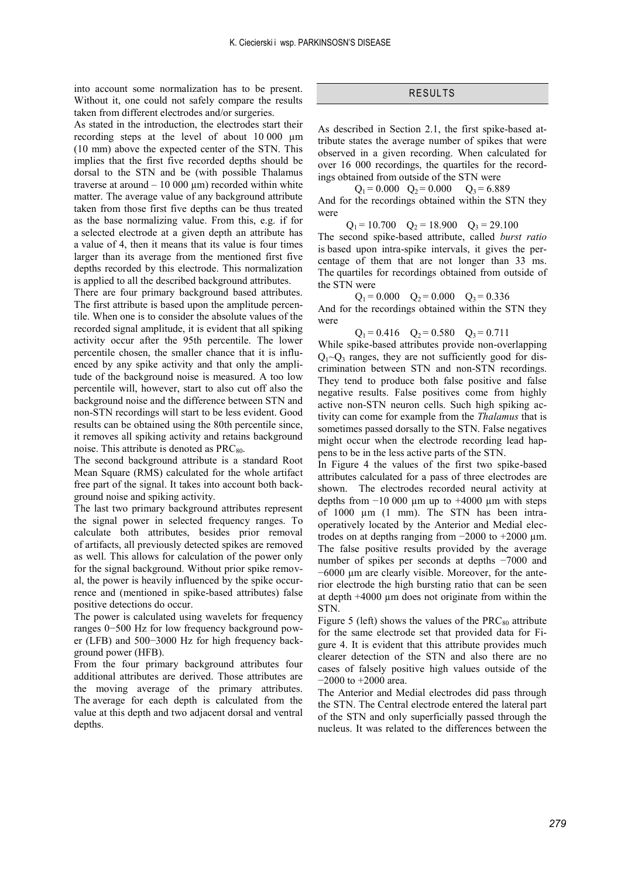into account some normalization has to be present. Without it, one could not safely compare the results taken from different electrodes and/or surgeries.

As stated in the introduction, the electrodes start their recording steps at the level of about 10 000 µm (10 mm) above the expected center of the STN. This implies that the first five recorded depths should be dorsal to the STN and be (with possible Thalamus traverse at around – 10 000 µm) recorded within white matter. The average value of any background attribute taken from those first five depths can be thus treated as the base normalizing value. From this, e.g. if for a selected electrode at a given depth an attribute has a value of 4, then it means that its value is four times larger than its average from the mentioned first five depths recorded by this electrode. This normalization is applied to all the described background attributes.

There are four primary background based attributes. The first attribute is based upon the amplitude percentile. When one is to consider the absolute values of the recorded signal amplitude, it is evident that all spiking activity occur after the 95th percentile. The lower percentile chosen, the smaller chance that it is influenced by any spike activity and that only the amplitude of the background noise is measured. A too low percentile will, however, start to also cut off also the background noise and the difference between STN and non-STN recordings will start to be less evident. Good results can be obtained using the 80th percentile since, it removes all spiking activity and retains background noise. This attribute is denoted as $PRC_{80}$.

The second background attribute is a standard Root Mean Square (RMS) calculated for the whole artifact free part of the signal. It takes into account both background noise and spiking activity.

The last two primary background attributes represent the signal power in selected frequency ranges. To calculate both attributes, besides prior removal of artifacts, all previously detected spikes are removed as well. This allows for calculation of the power only for the signal background. Without prior spike removal, the power is heavily influenced by the spike occurrence and (mentioned in spike-based attributes) false positive detections do occur.

The power is calculated using wavelets for frequency ranges 0−500 Hz for low frequency background power (LFB) and 500−3000 Hz for high frequency background power (HFB).

From the four primary background attributes four additional attributes are derived. Those attributes are the moving average of the primary attributes. The average for each depth is calculated from the value at this depth and two adjacent dorsal and ventral depths.

## RESULTS

As described in Section 2.1, the first spike-based attribute states the average number of spikes that were observed in a given recording. When calculated for over 16 000 recordings, the quartiles for the recordings obtained from outside of the STN were

$$Q_1 = 0.000 \quad Q_2 = 0.000 \quad Q_3 = 6.889$$

And for the recordings obtained within the STN they were

$$Q_1 = 10.700 \quad Q_2 = 18.900 \quad Q_3 = 29.100$$

The second spike-based attribute, called *burst ratio* is based upon intra-spike intervals, it gives the percentage of them that are not longer than 33 ms. The quartiles for recordings obtained from outside of the STN were

$$Q_1 = 0.000 \quad Q_2 = 0.000 \quad Q_3 = 0.336$$

And for the recordings obtained within the STN they were

$$Q_1 = 0.416 \quad Q_2 = 0.580 \quad Q_3 = 0.711$$

While spike-based attributes provide non-overlapping $Q_1$~$Q_3$ ranges, they are not sufficiently good for discrimination between STN and non-STN recordings. They tend to produce both false positive and false negative results. False positives come from highly active non-STN neuron cells. Such high spiking activity can come for example from the *Thalamus* that is sometimes passed dorsally to the STN. False negatives might occur when the electrode recording lead happens to be in the less active parts of the STN.

In Figure 4 the values of the first two spike-based attributes calculated for a pass of three electrodes are shown. The electrodes recorded neural activity at depths from −10 000 µm up to +4000 µm with steps of 1000 µm (1 mm). The STN has been intraoperatively located by the Anterior and Medial electrodes on at depths ranging from −2000 to +2000 µm. The false positive results provided by the average number of spikes per seconds at depths −7000 and −6000 µm are clearly visible. Moreover, for the anterior electrode the high bursting ratio that can be seen at depth +4000 µm does not originate from within the STN.

Figure 5 (left) shows the values of the $PRC_{80}$ attribute for the same electrode set that provided data for Figure 4. It is evident that this attribute provides much clearer detection of the STN and also there are no cases of falsely positive high values outside of the −2000 to +2000 area.

The Anterior and Medial electrodes did pass through the STN. The Central electrode entered the lateral part of the STN and only superficially passed through the nucleus. It was related to the differences between the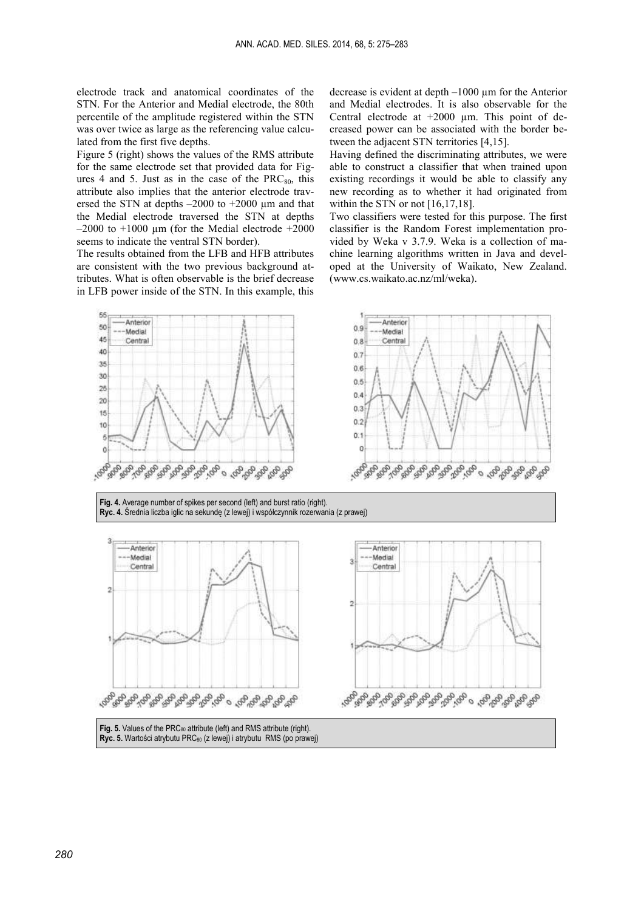electrode track and anatomical coordinates of the STN. For the Anterior and Medial electrode, the 80th percentile of the amplitude registered within the STN was over twice as large as the referencing value calculated from the first five depths.

Figure 5 (right) shows the values of the RMS attribute for the same electrode set that provided data for Figures 4 and 5. Just as in the case of the $PRC_{80}$, this attribute also implies that the anterior electrode traversed the STN at depths –2000 to +2000 µm and that the Medial electrode traversed the STN at depths –2000 to +1000 µm (for the Medial electrode +2000 seems to indicate the ventral STN border).

The results obtained from the LFB and HFB attributes are consistent with the two previous background attributes. What is often observable is the brief decrease in LFB power inside of the STN. In this example, this decrease is evident at depth –1000 µm for the Anterior and Medial electrodes. It is also observable for the Central electrode at +2000 µm. This point of decreased power can be associated with the border between the adjacent STN territories [4,15].

Having defined the discriminating attributes, we were able to construct a classifier that when trained upon existing recordings it would be able to classify any new recording as to whether it had originated from within the STN or not [16,17,18].

Two classifiers were tested for this purpose. The first classifier is the Random Forest implementation provided by Weka v 3.7.9. Weka is a collection of machine learning algorithms written in Java and developed at the University of Waikato, New Zealand. (www.cs.waikato.ac.nz/ml/weka).

**Fig. 4.** Average number of spikes per second (left) and burst ratio (right).
**Ryc. 4.** Średnia liczba iglic na sekundę (z lewej) i współczynnik rozerwania (z prawej)

**Fig. 5.** Values of the $PRC_{80}$ attribute (left) and RMS attribute (right).
**Ryc. 5.** Wartości atrybutu $PRC_{80}$ (z lewej) i atrybutu RMS (po prawej)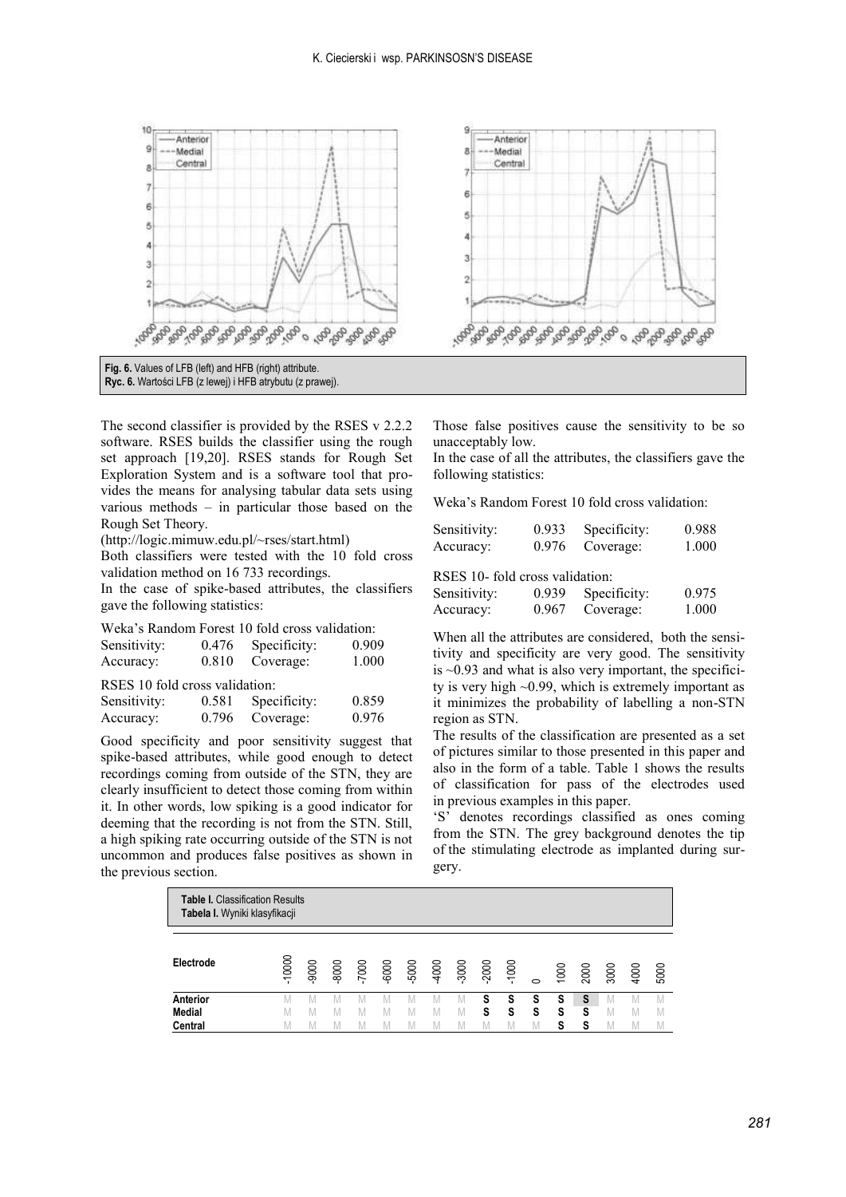Fig. 6. Values of LFB (left) and HFB (right) attribute.
Ryc. 6. Wartości LFB (z lewej) i HFB atrybutu (z prawej).

The second classifier is provided by the RSES v 2.2.2 software. RSES builds the classifier using the rough set approach [19,20]. RSES stands for Rough Set Exploration System and is a software tool that provides the means for analysing tabular data sets using various methods – in particular those based on the Rough Set Theory.
(http://logic.mimuw.edu.pl/~rses/start.html)

Both classifiers were tested with the 10 fold cross validation method on 16 733 recordings.

In the case of spike-based attributes, the classifiers gave the following statistics:

Weka's Random Forest 10 fold cross validation:

| | | | |
|---|---|---|---|
| Sensitivity: | 0.476 | Specificity: | 0.909 |
| Accuracy: | 0.810 | Coverage: | 1.000 |

RSES 10 fold cross validation:

| | | | |
|---|---|---|---|
| Sensitivity: | 0.581 | Specificity: | 0.859 |
| Accuracy: | 0.796 | Coverage: | 0.976 |

Good specificity and poor sensitivity suggest that spike-based attributes, while good enough to detect recordings coming from outside of the STN, they are clearly insufficient to detect those coming from within it. In other words, low spiking is a good indicator for deeming that the recording is not from the STN. Still, a high spiking rate occurring outside of the STN is not uncommon and produces false positives as shown in the previous section.

Those false positives cause the sensitivity to be so unacceptably low.

In the case of all the attributes, the classifiers gave the following statistics:

Weka's Random Forest 10 fold cross validation:

| | | | |
|---|---|---|---|
| Sensitivity: | 0.933 | Specificity: | 0.988 |
| Accuracy: | 0.976 | Coverage: | 1.000 |

RSES 10- fold cross validation:

| | | | |
|---|---|---|---|
| Sensitivity: | 0.939 | Specificity: | 0.975 |
| Accuracy: | 0.967 | Coverage: | 1.000 |

When all the attributes are considered, both the sensitivity and specificity are very good. The sensitivity is ~0.93 and what is also very important, the specificity is very high ~0.99, which is extremely important as it minimizes the probability of labelling a non-STN region as STN.

The results of the classification are presented as a set of pictures similar to those presented in this paper and also in the form of a table. Table 1 shows the results of classification for pass of the electrodes used in previous examples in this paper.

'S' denotes recordings classified as ones coming from the STN. The grey background denotes the tip of the stimulating electrode as implanted during surgery.

Table I. Classification Results
Tabela I. Wyniki klasyfikacji

| Electrode | -10000 | -9000 | -8000 | -7000 | -6000 | -5000 | -4000 | -3000 | -2000 | -1000 | 0 | 1000 | 2000 | 3000 | 4000 | 5000 |
|---|---|---|---|---|---|---|---|---|---|---|---|---|---|---|---|---|
| **Anterior** | M | M | M | M | M | M | M | M | **S** | **S** | **S** | **S** | **S** | M | M | M |
| **Medial** | M | M | M | M | M | M | M | M | **S** | **S** | **S** | **S** | **S** | M | M | M |
| **Central** | M | M | M | M | M | M | M | M | M | M | M | **S** | **S** | M | M | M |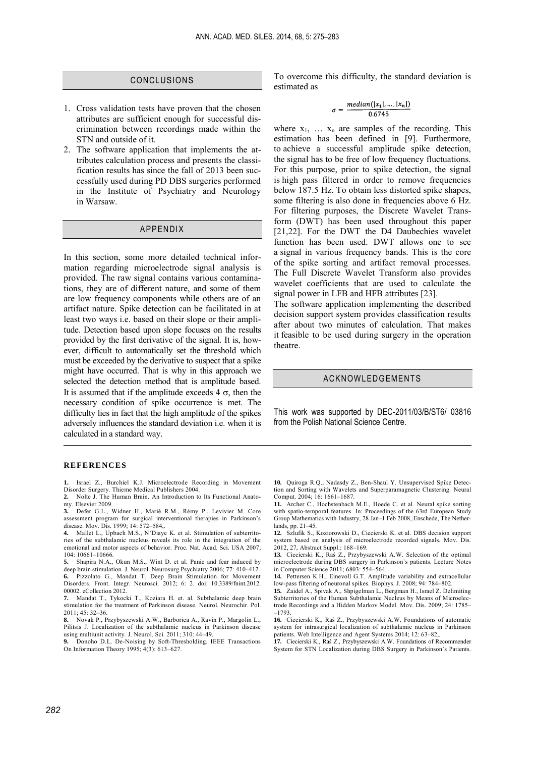## CONCLUSIONS

1. Cross validation tests have proven that the chosen attributes are sufficient enough for successful discrimination between recordings made within the STN and outside of it.
2. The software application that implements the attributes calculation process and presents the classification results has since the fall of 2013 been successfully used during PD DBS surgeries performed in the Institute of Psychiatry and Neurology in Warsaw.

## APPENDIX

In this section, some more detailed technical information regarding microelectrode signal analysis is provided. The raw signal contains various contaminations, they are of different nature, and some of them are low frequency components while others are of an artifact nature. Spike detection can be facilitated in at least two ways i.e. based on their slope or their amplitude. Detection based upon slope focuses on the results provided by the first derivative of the signal. It is, however, difficult to automatically set the threshold which must be exceeded by the derivative to suspect that a spike might have occurred. That is why in this approach we selected the detection method that is amplitude based. It is assumed that if the amplitude exceeds 4 $\sigma$, then the necessary condition of spike occurrence is met. The difficulty lies in fact that the high amplitude of the spikes adversely influences the standard deviation i.e. when it is calculated in a standard way.

To overcome this difficulty, the standard deviation is estimated as

$$\sigma = \frac{median(|x_1|, \ldots, |x_n|)}{0.6745}$$

where $x_1, \ldots x_n$ are samples of the recording. This estimation has been defined in [9]. Furthermore, to achieve a successful amplitude spike detection, the signal has to be free of low frequency fluctuations. For this purpose, prior to spike detection, the signal is high pass filtered in order to remove frequencies below 187.5 Hz. To obtain less distorted spike shapes, some filtering is also done in frequencies above 6 Hz. For filtering purposes, the Discrete Wavelet Transform (DWT) has been used throughout this paper [21,22]. For the DWT the D4 Daubechies wavelet function has been used. DWT allows one to see a signal in various frequency bands. This is the core of the spike sorting and artifact removal processes. The Full Discrete Wavelet Transform also provides wavelet coefficients that are used to calculate the signal power in LFB and HFB attributes [23].

The software application implementing the described decision support system provides classification results after about two minutes of calculation. That makes it feasible to be used during surgery in the operation theatre.

## ACKNOWLEDGEMENTS

This work was supported by DEC-2011/03/B/ST6/ 03816 from the Polish National Science Centre.

## REFERENCES

**1.** Israel Z., Burchiel K.J. Microelectrode Recording in Movement Disorder Surgery. Thieme Medical Publishers 2004.
**2.** Nolte J. The Human Brain. An Introduction to Its Functional Anatomy. Elsevier 2009.
**3.** Defer G.L., Widner H., Marié R.M., Rémy P., Levivier M. Core assessment program for surgical interventional therapies in Parkinson's disease. Mov. Dis. 1999; 14: 572–584,.
**4.** Mallet L., Upbach M.S., N'Diaye K. et al. Stimulation of subterritories of the subthalamic nucleus reveals its role in the integration of the emotional and motor aspects of behavior. Proc. Nat. Acad. Sci. USA 2007; 104: 10661–10666.
**5.** Shapira N.A., Okun M.S., Wint D. et al. Panic and fear induced by deep brain stimulation. J. Neurol. Neurosurg.Psychiatry 2006; 77: 410–412.
**6.** Pizzolato G., Mandat T. Deep Brain Stimulation for Movement Disorders. Front. Integr. Neurosci. 2012; 6: 2. doi: 10.3389/fnint.2012. 00002. eCollection 2012.
**7.** Mandat T., Tykocki T., Koziara H. et. al. Subthalamic deep brain stimulation for the treatment of Parkinson disease. Neurol. Neurochir. Pol. 2011; 45: 32–36.
**8.** Novak P., Przybyszewski A.W., Barborica A., Ravin P., Margolin L., Pilitsis J. Localization of the subthalamic nucleus in Parkinson disease using multiunit activity. J. Neurol. Sci. 2011; 310: 44–49.
**9.** Donoho D.L. De-Noising by Soft-Thresholding. IEEE Transactions On Information Theory 1995; 4(3): 613–627.
**10.** Quiroga R.Q., Nadasdy Z., Ben-Shaul Y. Unsupervised Spike Detection and Sorting with Wavelets and Superparamagnetic Clustering. Neural Comput. 2004; 16: 1661–1687.
**11.** Archer C., Hochstenbach M.E., Hoede C. et al. Neural spike sorting with spatio-temporal features. In: Proceedings of the 63rd European Study Group Mathematics with Industry, 28 Jan–1 Feb 2008, Enschede, The Netherlands, pp. 21–45.
**12.** Szlufik S., Koziorowski D., Ciecierski K. et al. DBS decision support system based on analysis of microelectrode recorded signals. Mov. Dis. 2012, 27, Abstract Suppl.: 168–169.
**13.** Ciecierski K., Raś Z., Przybyszewski A.W. Selection of the optimal microelectrode during DBS surgery in Parkinson's patients. Lecture Notes in Computer Science 2011; 6803: 554–564.
**14.** Pettersen K.H., Einevoll G.T. Amplitude variability and extracellular low-pass filtering of neuronal spikes. Biophys. J. 2008; 94: 784–802.
**15.** Zaidel A., Spivak A., Shpigelman L., Bergman H., Israel Z. Delimiting Subterritories of the Human Subthalamic Nucleus by Means of Microelectrode Recordings and a Hidden Markov Model. Mov. Dis. 2009; 24: 1785–1793.
**16.** Ciecierski K., Raś Z., Przybyszewski A.W. Foundations of automatic system for intrasurgical localization of subthalamic nucleus in Parkinson patients. Web Intelligence and Agent Systems 2014; 12: 63–82,.
**17.** Ciecierski K., Raś Z., Przybyszewski A.W. Foundations of Recommender System for STN Localization during DBS Surgery in Parkinson's Patients.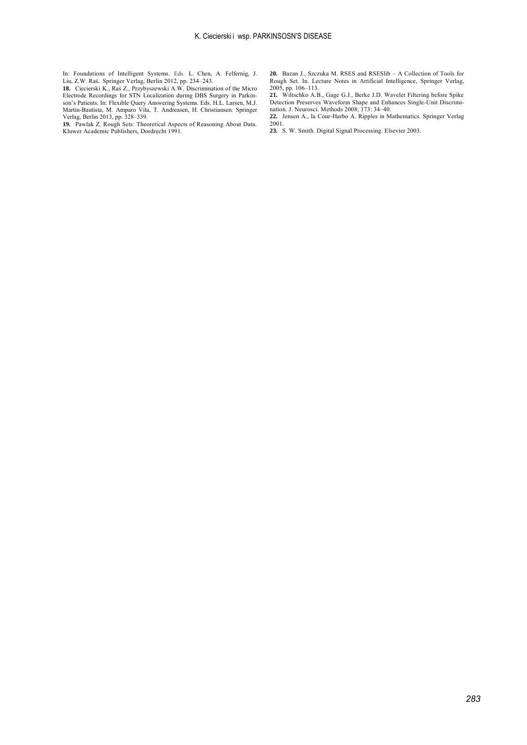In: Foundations of Intelligent Systems. Eds. L. Chen, A. Felfernig, J. Liu, Z.W. Raś. Springer Verlag, Berlin 2012, pp. 234–243.

**18.** Ciecierski K., Raś Z., Przybyszewski A.W. Discrimination of the Micro Electrode Recordings for STN Localization during DBS Surgery in Parkinson's Patients. In: Flexible Query Answering Systems. Eds. H.L. Larsen, M.J. Martin-Bautista, M. Amparo Vila, T. Andreasen, H. Christiansen. Springer Verlag, Berlin 2013, pp. 328–339.

**19.** Pawlak Z. Rough Sets: Theoretical Aspects of Reasoning About Data. Kluwer Academic Publishers, Dordrecht 1991.

**20.** Bazan J., Szczuka M. RSES and RSESlib – A Collection of Tools for Rough Set. In. Lecture Notes in Artificial Intelligence, Springer Verlag, 2005, pp. 106–113.

**21.** Wiltschko A.B., Gage G.J., Berke J.D. Wavelet Filtering before Spike Detection Preserves Waveform Shape and Enhances Single-Unit Discrimination. J. Neurosci. Methods 2008; 173: 34–40.

**22.** Jensen A., la Cour-Harbo A. Ripples in Mathematics. Springer Verlag 2001.

**23.** S. W. Smith. Digital Signal Processing. Elsevier 2003.